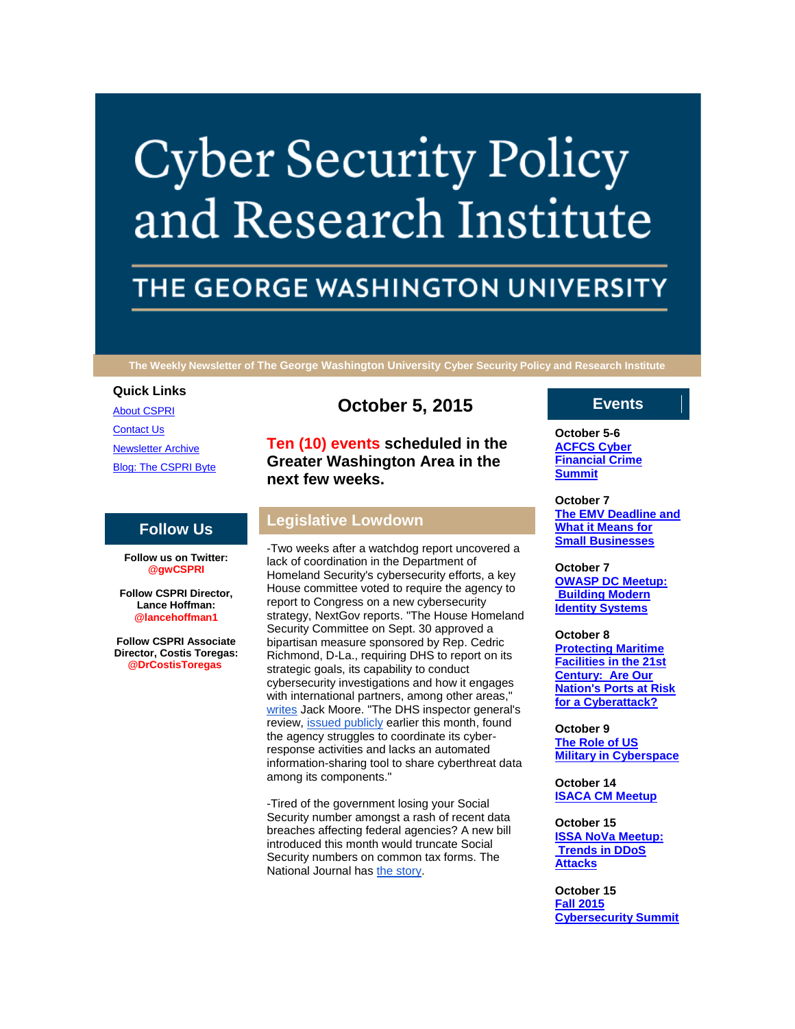# Cyber Security Policy and Research Institute

## THE GEORGE WASHINGTON UNIVERSITY

The Weekly Newsletter of The George Washington University Cyber Security Policy and Research Institute

### Quick Links

[About CSPRI](#)

[Contact Us](#)

[Newsletter Archive](#)

[Blog: The CSPRI Byte](#)

### Follow Us

**Follow us on Twitter: @gwCSPRI**

**Follow CSPRI Director, Lance Hoffman: @lancehoffman1**

**Follow CSPRI Associate Director, Costis Toregas: @DrCostisToregas**

## October 5, 2015

**Ten (10) events scheduled in the Greater Washington Area in the next few weeks.**

## Legislative Lowdown

-Two weeks after a watchdog report uncovered a lack of coordination in the Department of Homeland Security's cybersecurity efforts, a key House committee voted to require the agency to report to Congress on a new cybersecurity strategy, NextGov reports. "The House Homeland Security Committee on Sept. 30 approved a bipartisan measure sponsored by Rep. Cedric Richmond, D-La., requiring DHS to report on its strategic goals, its capability to conduct cybersecurity investigations and how it engages with international partners, among other areas," writes Jack Moore. "The DHS inspector general's review, issued publicly earlier this month, found the agency struggles to coordinate its cyber-response activities and lacks an automated information-sharing tool to share cyberthreat data among its components."

-Tired of the government losing your Social Security number amongst a rash of recent data breaches affecting federal agencies? A new bill introduced this month would truncate Social Security numbers on common tax forms. The National Journal has the story.

## Events

**October 5-6**
**ACFCS Cyber Financial Crime Summit**

**October 7**
**The EMV Deadline and What it Means for Small Businesses**

**October 7**
**OWASP DC Meetup: Building Modern Identity Systems**

**October 8**
**Protecting Maritime Facilities in the 21st Century: Are Our Nation's Ports at Risk for a Cyberattack?**

**October 9**
**The Role of US Military in Cyberspace**

**October 14**
**ISACA CM Meetup**

**October 15**
**ISSA NoVa Meetup: Trends in DDoS Attacks**

**October 15**
**Fall 2015 Cybersecurity Summit**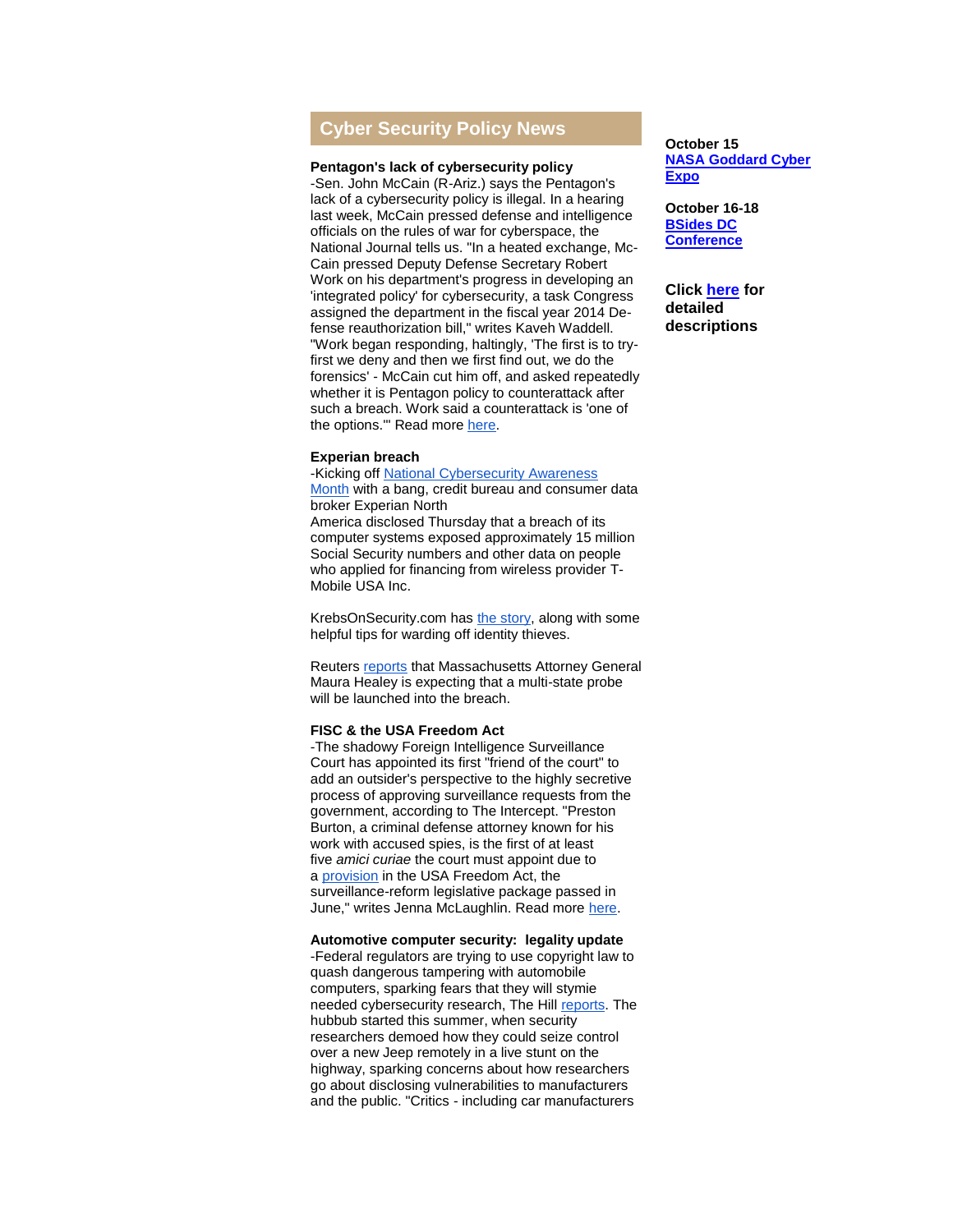## Cyber Security Policy News

**Pentagon's lack of cybersecurity policy**
-Sen. John McCain (R-Ariz.) says the Pentagon's lack of a cybersecurity policy is illegal. In a hearing last week, McCain pressed defense and intelligence officials on the rules of war for cyberspace, the National Journal tells us. "In a heated exchange, McCain pressed Deputy Defense Secretary Robert Work on his department's progress in developing an 'integrated policy' for cybersecurity, a task Congress assigned the department in the fiscal year 2014 Defense reauthorization bill," writes Kaveh Waddell. "Work began responding, haltingly, 'The first is to try-first we deny and then we first find out, we do the forensics' - McCain cut him off, and asked repeatedly whether it is Pentagon policy to counterattack after such a breach. Work said a counterattack is 'one of the options.'" Read more here.

**Experian breach**
-Kicking off National Cybersecurity Awareness Month with a bang, credit bureau and consumer data broker Experian North America disclosed Thursday that a breach of its computer systems exposed approximately 15 million Social Security numbers and other data on people who applied for financing from wireless provider T-Mobile USA Inc.

KrebsOnSecurity.com has the story, along with some helpful tips for warding off identity thieves.

Reuters reports that Massachusetts Attorney General Maura Healey is expecting that a multi-state probe will be launched into the breach.

**FISC & the USA Freedom Act**
-The shadowy Foreign Intelligence Surveillance Court has appointed its first "friend of the court" to add an outsider's perspective to the highly secretive process of approving surveillance requests from the government, according to The Intercept. "Preston Burton, a criminal defense attorney known for his work with accused spies, is the first of at least five *amici curiae* the court must appoint due to a provision in the USA Freedom Act, the surveillance-reform legislative package passed in June," writes Jenna McLaughlin. Read more here.

**Automotive computer security: legality update**
-Federal regulators are trying to use copyright law to quash dangerous tampering with automobile computers, sparking fears that they will stymie needed cybersecurity research, The Hill reports. The hubbub started this summer, when security researchers demoed how they could seize control over a new Jeep remotely in a live stunt on the highway, sparking concerns about how researchers go about disclosing vulnerabilities to manufacturers and the public. "Critics - including car manufacturers

**October 15**
**NASA Goddard Cyber Expo**

**October 16-18**
**BSides DC Conference**

**Click here for detailed descriptions**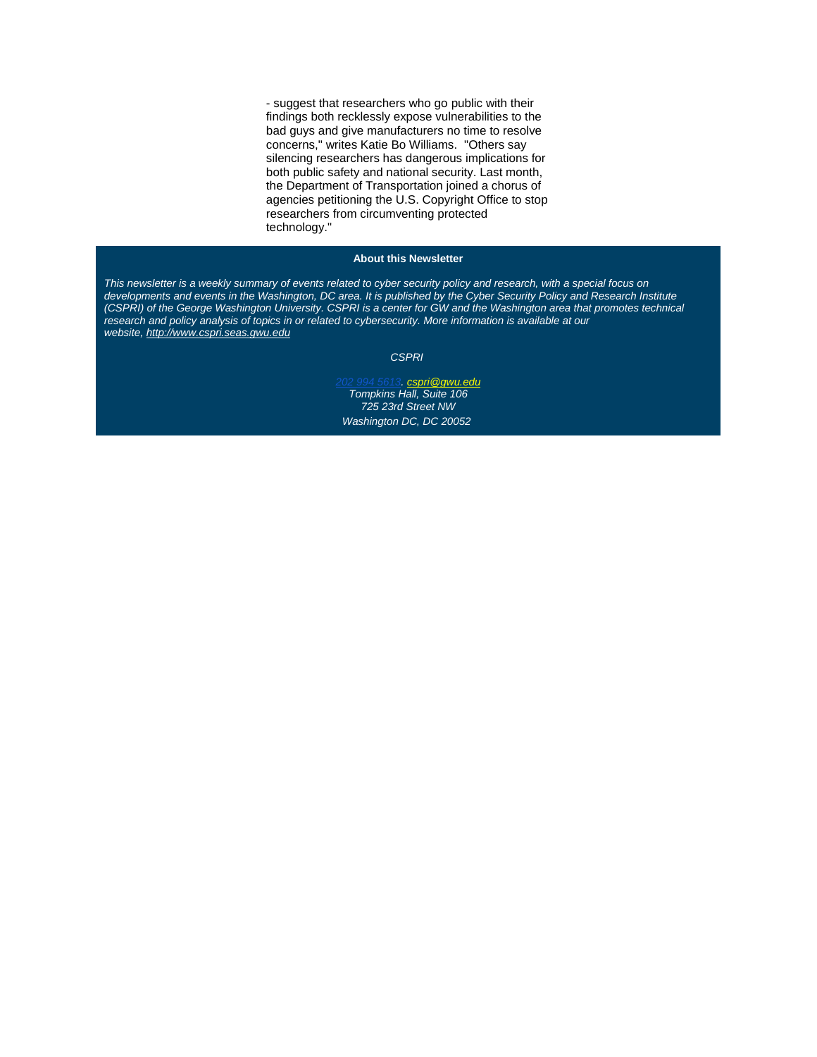- suggest that researchers who go public with their findings both recklessly expose vulnerabilities to the bad guys and give manufacturers no time to resolve concerns," writes Katie Bo Williams. "Others say silencing researchers has dangerous implications for both public safety and national security. Last month, the Department of Transportation joined a chorus of agencies petitioning the U.S. Copyright Office to stop researchers from circumventing protected technology."

**About this Newsletter**

*This newsletter is a weekly summary of events related to cyber security policy and research, with a special focus on developments and events in the Washington, DC area. It is published by the Cyber Security Policy and Research Institute (CSPRI) of the George Washington University. CSPRI is a center for GW and the Washington area that promotes technical research and policy analysis of topics in or related to cybersecurity. More information is available at our website, http://www.cspri.seas.gwu.edu*

*CSPRI*

*202 994 5613, cspri@gwu.edu*
*Tompkins Hall, Suite 106*
*725 23rd Street NW*
*Washington DC, DC 20052*